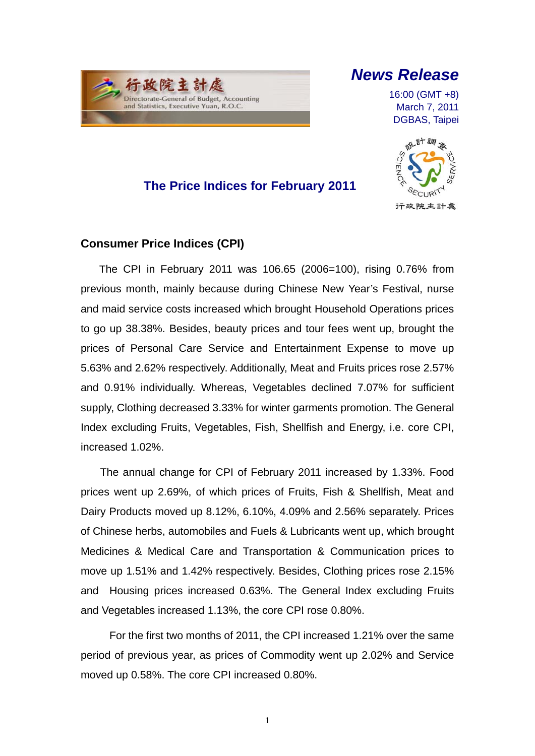**News Release**

16:00 (GMT +8)
March 7, 2011
DGBAS, Taipei

# The Price Indices for February 2011

## Consumer Price Indices (CPI)

The CPI in February 2011 was 106.65 (2006=100), rising 0.76% from previous month, mainly because during Chinese New Year's Festival, nurse and maid service costs increased which brought Household Operations prices to go up 38.38%. Besides, beauty prices and tour fees went up, brought the prices of Personal Care Service and Entertainment Expense to move up 5.63% and 2.62% respectively. Additionally, Meat and Fruits prices rose 2.57% and 0.91% individually. Whereas, Vegetables declined 7.07% for sufficient supply, Clothing decreased 3.33% for winter garments promotion. The General Index excluding Fruits, Vegetables, Fish, Shellfish and Energy, i.e. core CPI, increased 1.02%.

The annual change for CPI of February 2011 increased by 1.33%. Food prices went up 2.69%, of which prices of Fruits, Fish & Shellfish, Meat and Dairy Products moved up 8.12%, 6.10%, 4.09% and 2.56% separately. Prices of Chinese herbs, automobiles and Fuels & Lubricants went up, which brought Medicines & Medical Care and Transportation & Communication prices to move up 1.51% and 1.42% respectively. Besides, Clothing prices rose 2.15% and Housing prices increased 0.63%. The General Index excluding Fruits and Vegetables increased 1.13%, the core CPI rose 0.80%.

For the first two months of 2011, the CPI increased 1.21% over the same period of previous year, as prices of Commodity went up 2.02% and Service moved up 0.58%. The core CPI increased 0.80%.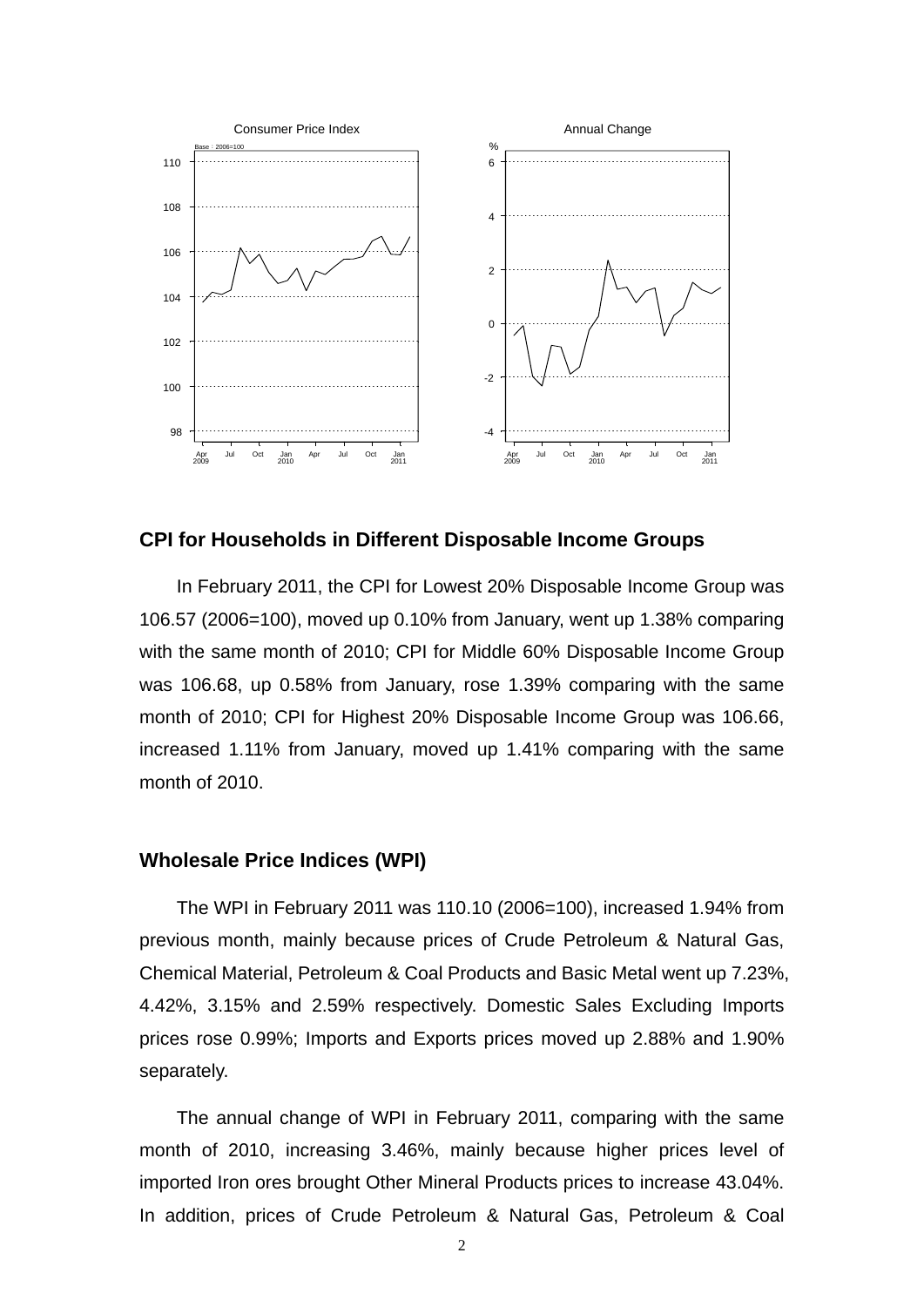Consumer Price Index

Annual Change

## CPI for Households in Different Disposable Income Groups

In February 2011, the CPI for Lowest 20% Disposable Income Group was 106.57 (2006=100), moved up 0.10% from January, went up 1.38% comparing with the same month of 2010; CPI for Middle 60% Disposable Income Group was 106.68, up 0.58% from January, rose 1.39% comparing with the same month of 2010; CPI for Highest 20% Disposable Income Group was 106.66, increased 1.11% from January, moved up 1.41% comparing with the same month of 2010.

## Wholesale Price Indices (WPI)

The WPI in February 2011 was 110.10 (2006=100), increased 1.94% from previous month, mainly because prices of Crude Petroleum & Natural Gas, Chemical Material, Petroleum & Coal Products and Basic Metal went up 7.23%, 4.42%, 3.15% and 2.59% respectively. Domestic Sales Excluding Imports prices rose 0.99%; Imports and Exports prices moved up 2.88% and 1.90% separately.

The annual change of WPI in February 2011, comparing with the same month of 2010, increasing 3.46%, mainly because higher prices level of imported Iron ores brought Other Mineral Products prices to increase 43.04%. In addition, prices of Crude Petroleum & Natural Gas, Petroleum & Coal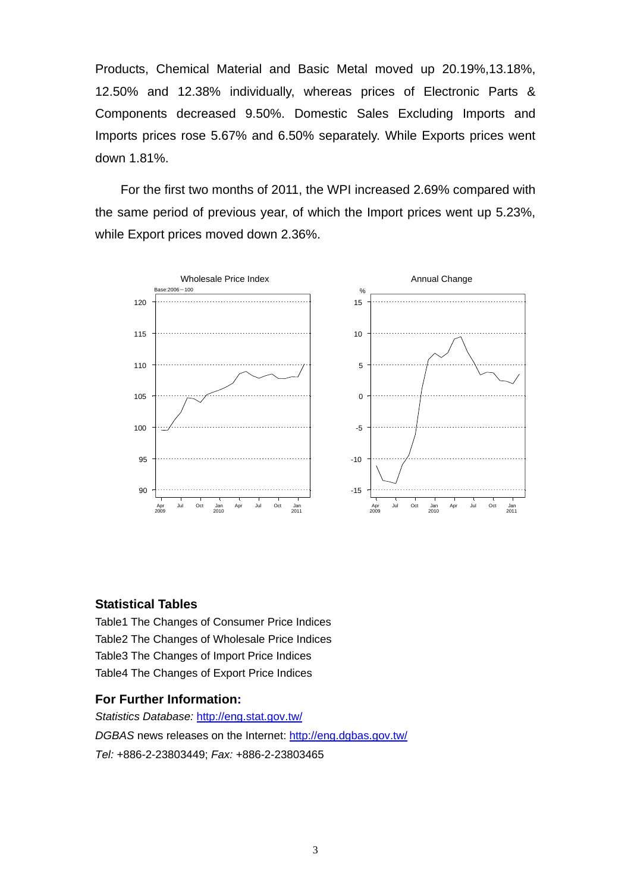Products, Chemical Material and Basic Metal moved up 20.19%,13.18%, 12.50% and 12.38% individually, whereas prices of Electronic Parts & Components decreased 9.50%. Domestic Sales Excluding Imports and Imports prices rose 5.67% and 6.50% separately. While Exports prices went down 1.81%.

For the first two months of 2011, the WPI increased 2.69% compared with the same period of previous year, of which the Import prices went up 5.23%, while Export prices moved down 2.36%.

### Statistical Tables

Table1 The Changes of Consumer Price Indices
Table2 The Changes of Wholesale Price Indices
Table3 The Changes of Import Price Indices
Table4 The Changes of Export Price Indices

### For Further Information:

*Statistics Database:* http://eng.stat.gov.tw/
*DGBAS* news releases on the Internet: http://eng.dgbas.gov.tw/
*Tel:* +886-2-23803449; *Fax:* +886-2-23803465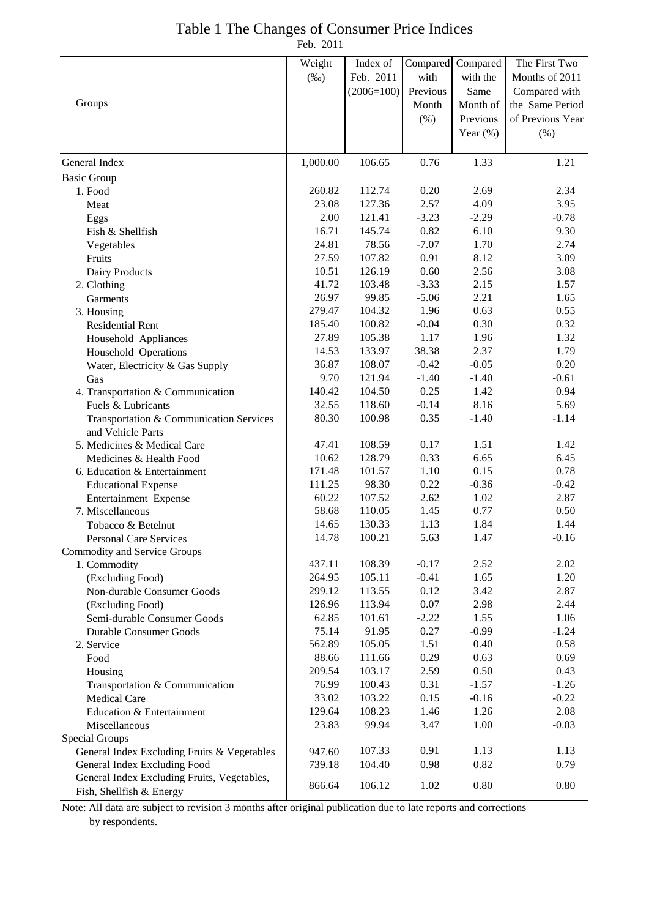# Table 1 The Changes of Consumer Price Indices

Feb. 2011

| Groups | Weight (‰) | Index of Feb. 2011 (2006=100) | Compared with Previous Month (%) | Compared with the Same Month of Previous Year (%) | The First Two Months of 2011 Compared with the Same Period of Previous Year (%) |
|---|---|---|---|---|---|
| General Index | 1,000.00 | 106.65 | 0.76 | 1.33 | 1.21 |
| Basic Group | | | | | |
| 1. Food | 260.82 | 112.74 | 0.20 | 2.69 | 2.34 |
| Meat | 23.08 | 127.36 | 2.57 | 4.09 | 3.95 |
| Eggs | 2.00 | 121.41 | -3.23 | -2.29 | -0.78 |
| Fish & Shellfish | 16.71 | 145.74 | 0.82 | 6.10 | 9.30 |
| Vegetables | 24.81 | 78.56 | -7.07 | 1.70 | 2.74 |
| Fruits | 27.59 | 107.82 | 0.91 | 8.12 | 3.09 |
| Dairy Products | 10.51 | 126.19 | 0.60 | 2.56 | 3.08 |
| 2. Clothing | 41.72 | 103.48 | -3.33 | 2.15 | 1.57 |
| Garments | 26.97 | 99.85 | -5.06 | 2.21 | 1.65 |
| 3. Housing | 279.47 | 104.32 | 1.96 | 0.63 | 0.55 |
| Residential Rent | 185.40 | 100.82 | -0.04 | 0.30 | 0.32 |
| Household Appliances | 27.89 | 105.38 | 1.17 | 1.96 | 1.32 |
| Household Operations | 14.53 | 133.97 | 38.38 | 2.37 | 1.79 |
| Water, Electricity & Gas Supply | 36.87 | 108.07 | -0.42 | -0.05 | 0.20 |
| Gas | 9.70 | 121.94 | -1.40 | -1.40 | -0.61 |
| 4. Transportation & Communication | 140.42 | 104.50 | 0.25 | 1.42 | 0.94 |
| Fuels & Lubricants | 32.55 | 118.60 | -0.14 | 8.16 | 5.69 |
| Transportation & Communication Services and Vehicle Parts | 80.30 | 100.98 | 0.35 | -1.40 | -1.14 |
| 5. Medicines & Medical Care | 47.41 | 108.59 | 0.17 | 1.51 | 1.42 |
| Medicines & Health Food | 10.62 | 128.79 | 0.33 | 6.65 | 6.45 |
| 6. Education & Entertainment | 171.48 | 101.57 | 1.10 | 0.15 | 0.78 |
| Educational Expense | 111.25 | 98.30 | 0.22 | -0.36 | -0.42 |
| Entertainment Expense | 60.22 | 107.52 | 2.62 | 1.02 | 2.87 |
| 7. Miscellaneous | 58.68 | 110.05 | 1.45 | 0.77 | 0.50 |
| Tobacco & Betelnut | 14.65 | 130.33 | 1.13 | 1.84 | 1.44 |
| Personal Care Services | 14.78 | 100.21 | 5.63 | 1.47 | -0.16 |
| Commodity and Service Groups | | | | | |
| 1. Commodity | 437.11 | 108.39 | -0.17 | 2.52 | 2.02 |
| (Excluding Food) | 264.95 | 105.11 | -0.41 | 1.65 | 1.20 |
| Non-durable Consumer Goods | 299.12 | 113.55 | 0.12 | 3.42 | 2.87 |
| (Excluding Food) | 126.96 | 113.94 | 0.07 | 2.98 | 2.44 |
| Semi-durable Consumer Goods | 62.85 | 101.61 | -2.22 | 1.55 | 1.06 |
| Durable Consumer Goods | 75.14 | 91.95 | 0.27 | -0.99 | -1.24 |
| 2. Service | 562.89 | 105.05 | 1.51 | 0.40 | 0.58 |
| Food | 88.66 | 111.66 | 0.29 | 0.63 | 0.69 |
| Housing | 209.54 | 103.17 | 2.59 | 0.50 | 0.43 |
| Transportation & Communication | 76.99 | 100.43 | 0.31 | -1.57 | -1.26 |
| Medical Care | 33.02 | 103.22 | 0.15 | -0.16 | -0.22 |
| Education & Entertainment | 129.64 | 108.23 | 1.46 | 1.26 | 2.08 |
| Miscellaneous | 23.83 | 99.94 | 3.47 | 1.00 | -0.03 |
| Special Groups | | | | | |
| General Index Excluding Fruits & Vegetables | 947.60 | 107.33 | 0.91 | 1.13 | 1.13 |
| General Index Excluding Food | 739.18 | 104.40 | 0.98 | 0.82 | 0.79 |
| General Index Excluding Fruits, Vegetables, Fish, Shellfish & Energy | 866.64 | 106.12 | 1.02 | 0.80 | 0.80 |

Note: All data are subject to revision 3 months after original publication due to late reports and corrections by respondents.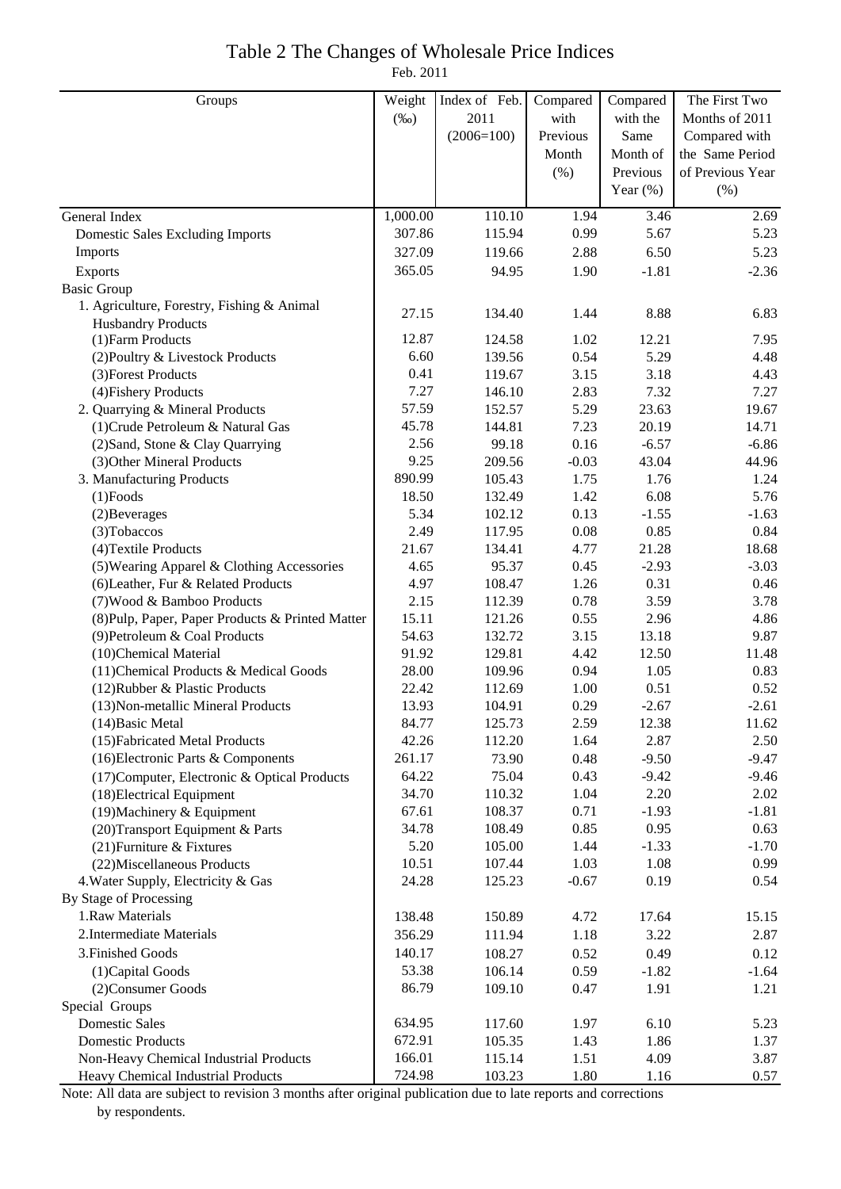# Table 2 The Changes of Wholesale Price Indices

Feb. 2011

| Groups | Weight (‰) | Index of Feb. 2011 (2006=100) | Compared with Previous Month (%) | Compared with the Same Month of Previous Year (%) | The First Two Months of 2011 Compared with the Same Period of Previous Year (%) |
|---|---|---|---|---|---|
| General Index | 1,000.00 | 110.10 | 1.94 | 3.46 | 2.69 |
| Domestic Sales Excluding Imports | 307.86 | 115.94 | 0.99 | 5.67 | 5.23 |
| Imports | 327.09 | 119.66 | 2.88 | 6.50 | 5.23 |
| Exports | 365.05 | 94.95 | 1.90 | -1.81 | -2.36 |
| Basic Group | | | | | |
| 1. Agriculture, Forestry, Fishing & Animal Husbandry Products | 27.15 | 134.40 | 1.44 | 8.88 | 6.83 |
| (1)Farm Products | 12.87 | 124.58 | 1.02 | 12.21 | 7.95 |
| (2)Poultry & Livestock Products | 6.60 | 139.56 | 0.54 | 5.29 | 4.48 |
| (3)Forest Products | 0.41 | 119.67 | 3.15 | 3.18 | 4.43 |
| (4)Fishery Products | 7.27 | 146.10 | 2.83 | 7.32 | 7.27 |
| 2. Quarrying & Mineral Products | 57.59 | 152.57 | 5.29 | 23.63 | 19.67 |
| (1)Crude Petroleum & Natural Gas | 45.78 | 144.81 | 7.23 | 20.19 | 14.71 |
| (2)Sand, Stone & Clay Quarrying | 2.56 | 99.18 | 0.16 | -6.57 | -6.86 |
| (3)Other Mineral Products | 9.25 | 209.56 | -0.03 | 43.04 | 44.96 |
| 3. Manufacturing Products | 890.99 | 105.43 | 1.75 | 1.76 | 1.24 |
| (1)Foods | 18.50 | 132.49 | 1.42 | 6.08 | 5.76 |
| (2)Beverages | 5.34 | 102.12 | 0.13 | -1.55 | -1.63 |
| (3)Tobaccos | 2.49 | 117.95 | 0.08 | 0.85 | 0.84 |
| (4)Textile Products | 21.67 | 134.41 | 4.77 | 21.28 | 18.68 |
| (5)Wearing Apparel & Clothing Accessories | 4.65 | 95.37 | 0.45 | -2.93 | -3.03 |
| (6)Leather, Fur & Related Products | 4.97 | 108.47 | 1.26 | 0.31 | 0.46 |
| (7)Wood & Bamboo Products | 2.15 | 112.39 | 0.78 | 3.59 | 3.78 |
| (8)Pulp, Paper, Paper Products & Printed Matter | 15.11 | 121.26 | 0.55 | 2.96 | 4.86 |
| (9)Petroleum & Coal Products | 54.63 | 132.72 | 3.15 | 13.18 | 9.87 |
| (10)Chemical Material | 91.92 | 129.81 | 4.42 | 12.50 | 11.48 |
| (11)Chemical Products & Medical Goods | 28.00 | 109.96 | 0.94 | 1.05 | 0.83 |
| (12)Rubber & Plastic Products | 22.42 | 112.69 | 1.00 | 0.51 | 0.52 |
| (13)Non-metallic Mineral Products | 13.93 | 104.91 | 0.29 | -2.67 | -2.61 |
| (14)Basic Metal | 84.77 | 125.73 | 2.59 | 12.38 | 11.62 |
| (15)Fabricated Metal Products | 42.26 | 112.20 | 1.64 | 2.87 | 2.50 |
| (16)Electronic Parts & Components | 261.17 | 73.90 | 0.48 | -9.50 | -9.47 |
| (17)Computer, Electronic & Optical Products | 64.22 | 75.04 | 0.43 | -9.42 | -9.46 |
| (18)Electrical Equipment | 34.70 | 110.32 | 1.04 | 2.20 | 2.02 |
| (19)Machinery & Equipment | 67.61 | 108.37 | 0.71 | -1.93 | -1.81 |
| (20)Transport Equipment & Parts | 34.78 | 108.49 | 0.85 | 0.95 | 0.63 |
| (21)Furniture & Fixtures | 5.20 | 105.00 | 1.44 | -1.33 | -1.70 |
| (22)Miscellaneous Products | 10.51 | 107.44 | 1.03 | 1.08 | 0.99 |
| 4.Water Supply, Electricity & Gas | 24.28 | 125.23 | -0.67 | 0.19 | 0.54 |
| By Stage of Processing | | | | | |
| 1.Raw Materials | 138.48 | 150.89 | 4.72 | 17.64 | 15.15 |
| 2.Intermediate Materials | 356.29 | 111.94 | 1.18 | 3.22 | 2.87 |
| 3.Finished Goods | 140.17 | 108.27 | 0.52 | 0.49 | 0.12 |
| (1)Capital Goods | 53.38 | 106.14 | 0.59 | -1.82 | -1.64 |
| (2)Consumer Goods | 86.79 | 109.10 | 0.47 | 1.91 | 1.21 |
| Special Groups | | | | | |
| Domestic Sales | 634.95 | 117.60 | 1.97 | 6.10 | 5.23 |
| Domestic Products | 672.91 | 105.35 | 1.43 | 1.86 | 1.37 |
| Non-Heavy Chemical Industrial Products | 166.01 | 115.14 | 1.51 | 4.09 | 3.87 |
| Heavy Chemical Industrial Products | 724.98 | 103.23 | 1.80 | 1.16 | 0.57 |

Note: All data are subject to revision 3 months after original publication due to late reports and corrections by respondents.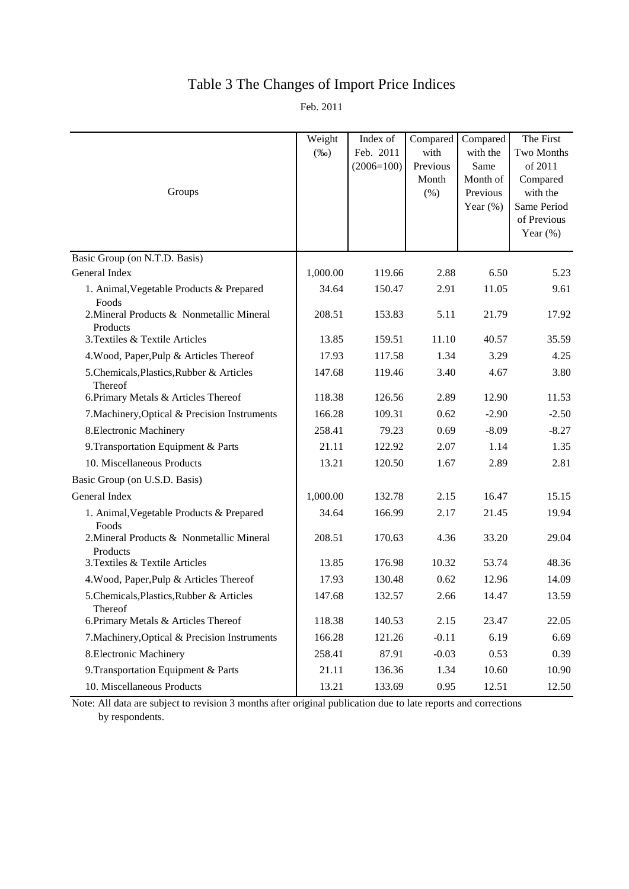# Table 3 The Changes of Import Price Indices

Feb. 2011

| Groups | Weight (‰) | Index of Feb. 2011 (2006=100) | Compared with Previous Month (%) | Compared with the Same Month of Previous Year (%) | The First Two Months of 2011 Compared with the Same Period of Previous Year (%) |
|---|---|---|---|---|---|
| Basic Group (on N.T.D. Basis) | | | | | |
| General Index | 1,000.00 | 119.66 | 2.88 | 6.50 | 5.23 |
| 1. Animal,Vegetable Products & Prepared Foods | 34.64 | 150.47 | 2.91 | 11.05 | 9.61 |
| 2.Mineral Products & Nonmetallic Mineral Products | 208.51 | 153.83 | 5.11 | 21.79 | 17.92 |
| 3.Textiles & Textile Articles | 13.85 | 159.51 | 11.10 | 40.57 | 35.59 |
| 4.Wood, Paper,Pulp & Articles Thereof | 17.93 | 117.58 | 1.34 | 3.29 | 4.25 |
| 5.Chemicals,Plastics,Rubber & Articles Thereof | 147.68 | 119.46 | 3.40 | 4.67 | 3.80 |
| 6.Primary Metals & Articles Thereof | 118.38 | 126.56 | 2.89 | 12.90 | 11.53 |
| 7.Machinery,Optical & Precision Instruments | 166.28 | 109.31 | 0.62 | -2.90 | -2.50 |
| 8.Electronic Machinery | 258.41 | 79.23 | 0.69 | -8.09 | -8.27 |
| 9.Transportation Equipment & Parts | 21.11 | 122.92 | 2.07 | 1.14 | 1.35 |
| 10. Miscellaneous Products | 13.21 | 120.50 | 1.67 | 2.89 | 2.81 |
| Basic Group (on U.S.D. Basis) | | | | | |
| General Index | 1,000.00 | 132.78 | 2.15 | 16.47 | 15.15 |
| 1. Animal,Vegetable Products & Prepared Foods | 34.64 | 166.99 | 2.17 | 21.45 | 19.94 |
| 2.Mineral Products & Nonmetallic Mineral Products | 208.51 | 170.63 | 4.36 | 33.20 | 29.04 |
| 3.Textiles & Textile Articles | 13.85 | 176.98 | 10.32 | 53.74 | 48.36 |
| 4.Wood, Paper,Pulp & Articles Thereof | 17.93 | 130.48 | 0.62 | 12.96 | 14.09 |
| 5.Chemicals,Plastics,Rubber & Articles Thereof | 147.68 | 132.57 | 2.66 | 14.47 | 13.59 |
| 6.Primary Metals & Articles Thereof | 118.38 | 140.53 | 2.15 | 23.47 | 22.05 |
| 7.Machinery,Optical & Precision Instruments | 166.28 | 121.26 | -0.11 | 6.19 | 6.69 |
| 8.Electronic Machinery | 258.41 | 87.91 | -0.03 | 0.53 | 0.39 |
| 9.Transportation Equipment & Parts | 21.11 | 136.36 | 1.34 | 10.60 | 10.90 |
| 10. Miscellaneous Products | 13.21 | 133.69 | 0.95 | 12.51 | 12.50 |

Note: All data are subject to revision 3 months after original publication due to late reports and corrections by respondents.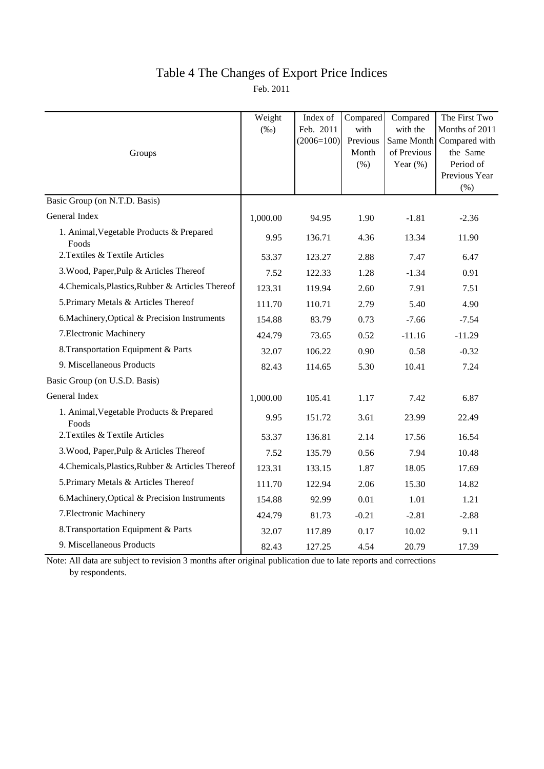# Table 4 The Changes of Export Price Indices

Feb. 2011

| Groups | Weight (‰) | Index of Feb. 2011 (2006=100) | Compared with Previous Month (%) | Compared with the Same Month of Previous Year (%) | The First Two Months of 2011 Compared with the Same Period of Previous Year (%) |
|---|---|---|---|---|---|
| Basic Group (on N.T.D. Basis) | | | | | |
| General Index | 1,000.00 | 94.95 | 1.90 | -1.81 | -2.36 |
| 1. Animal,Vegetable Products & Prepared Foods | 9.95 | 136.71 | 4.36 | 13.34 | 11.90 |
| 2.Textiles & Textile Articles | 53.37 | 123.27 | 2.88 | 7.47 | 6.47 |
| 3.Wood, Paper,Pulp & Articles Thereof | 7.52 | 122.33 | 1.28 | -1.34 | 0.91 |
| 4.Chemicals,Plastics,Rubber & Articles Thereof | 123.31 | 119.94 | 2.60 | 7.91 | 7.51 |
| 5.Primary Metals & Articles Thereof | 111.70 | 110.71 | 2.79 | 5.40 | 4.90 |
| 6.Machinery,Optical & Precision Instruments | 154.88 | 83.79 | 0.73 | -7.66 | -7.54 |
| 7.Electronic Machinery | 424.79 | 73.65 | 0.52 | -11.16 | -11.29 |
| 8.Transportation Equipment & Parts | 32.07 | 106.22 | 0.90 | 0.58 | -0.32 |
| 9. Miscellaneous Products | 82.43 | 114.65 | 5.30 | 10.41 | 7.24 |
| Basic Group (on U.S.D. Basis) | | | | | |
| General Index | 1,000.00 | 105.41 | 1.17 | 7.42 | 6.87 |
| 1. Animal,Vegetable Products & Prepared Foods | 9.95 | 151.72 | 3.61 | 23.99 | 22.49 |
| 2.Textiles & Textile Articles | 53.37 | 136.81 | 2.14 | 17.56 | 16.54 |
| 3.Wood, Paper,Pulp & Articles Thereof | 7.52 | 135.79 | 0.56 | 7.94 | 10.48 |
| 4.Chemicals,Plastics,Rubber & Articles Thereof | 123.31 | 133.15 | 1.87 | 18.05 | 17.69 |
| 5.Primary Metals & Articles Thereof | 111.70 | 122.94 | 2.06 | 15.30 | 14.82 |
| 6.Machinery,Optical & Precision Instruments | 154.88 | 92.99 | 0.01 | 1.01 | 1.21 |
| 7.Electronic Machinery | 424.79 | 81.73 | -0.21 | -2.81 | -2.88 |
| 8.Transportation Equipment & Parts | 32.07 | 117.89 | 0.17 | 10.02 | 9.11 |
| 9. Miscellaneous Products | 82.43 | 127.25 | 4.54 | 20.79 | 17.39 |

Note: All data are subject to revision 3 months after original publication due to late reports and corrections by respondents.